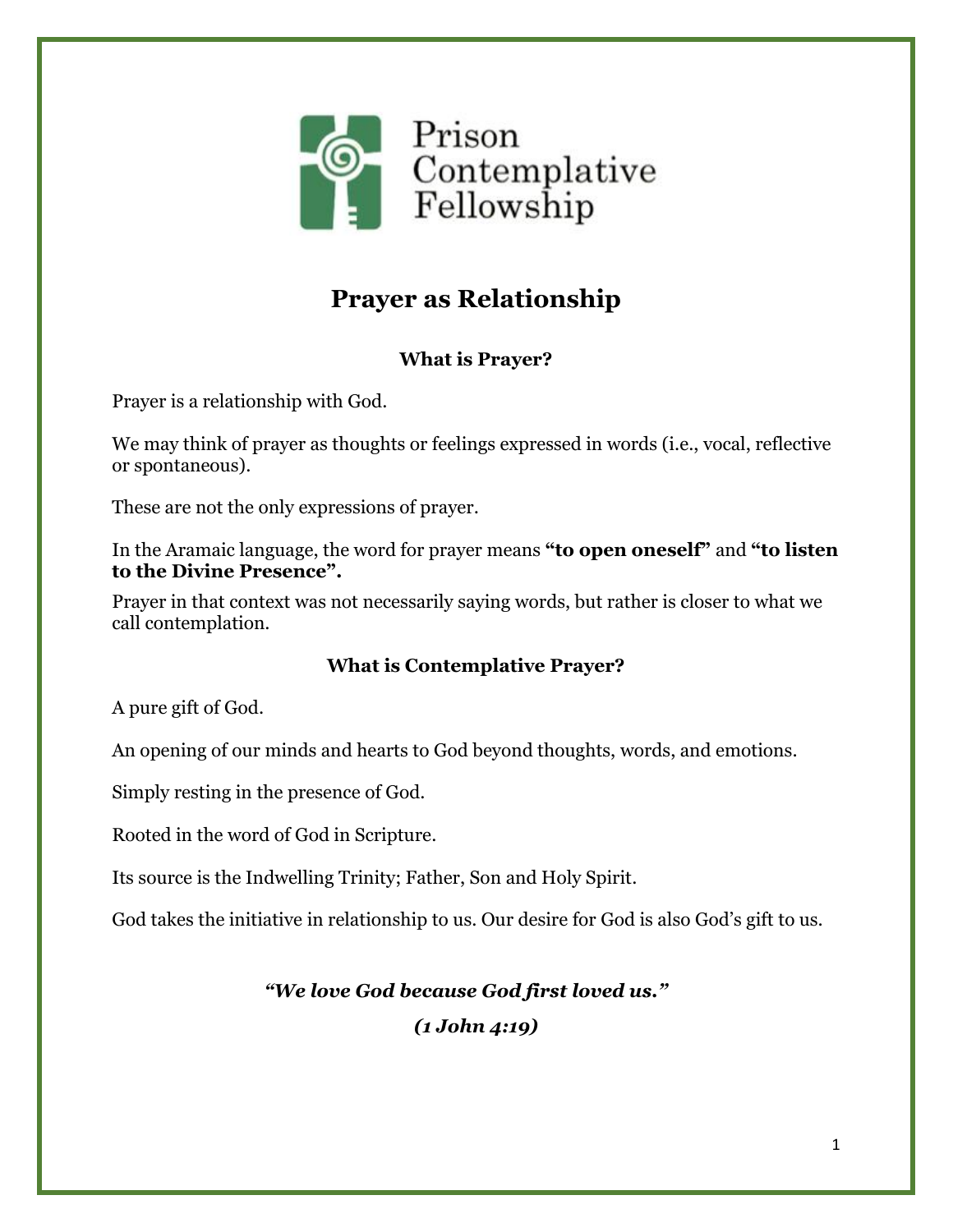Prison Contemplative Fellowship

# Prayer as Relationship

### What is Prayer?

Prayer is a relationship with God.

We may think of prayer as thoughts or feelings expressed in words (i.e., vocal, reflective or spontaneous).

These are not the only expressions of prayer.

In the Aramaic language, the word for prayer means **"to open oneself"** and **"to listen to the Divine Presence".**

Prayer in that context was not necessarily saying words, but rather is closer to what we call contemplation.

### What is Contemplative Prayer?

A pure gift of God.

An opening of our minds and hearts to God beyond thoughts, words, and emotions.

Simply resting in the presence of God.

Rooted in the word of God in Scripture.

Its source is the Indwelling Trinity; Father, Son and Holy Spirit.

God takes the initiative in relationship to us. Our desire for God is also God's gift to us.

***"We love God because God first loved us."***

***(1 John 4:19)***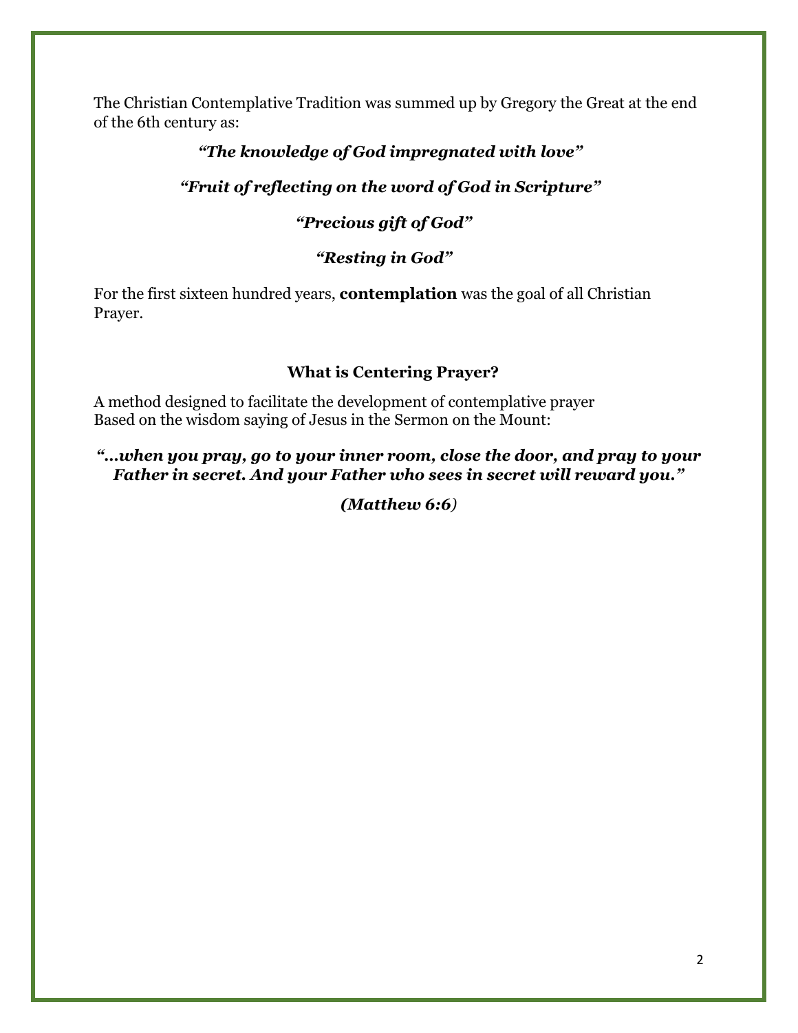The Christian Contemplative Tradition was summed up by Gregory the Great at the end of the 6th century as:

***"The knowledge of God impregnated with love"***

***"Fruit of reflecting on the word of God in Scripture"***

***"Precious gift of God"***

***"Resting in God"***

For the first sixteen hundred years, **contemplation** was the goal of all Christian Prayer.

### What is Centering Prayer?

A method designed to facilitate the development of contemplative prayer
Based on the wisdom saying of Jesus in the Sermon on the Mount:

***"…when you pray, go to your inner room, close the door, and pray to your Father in secret. And your Father who sees in secret will reward you."***

***(Matthew 6:6)***